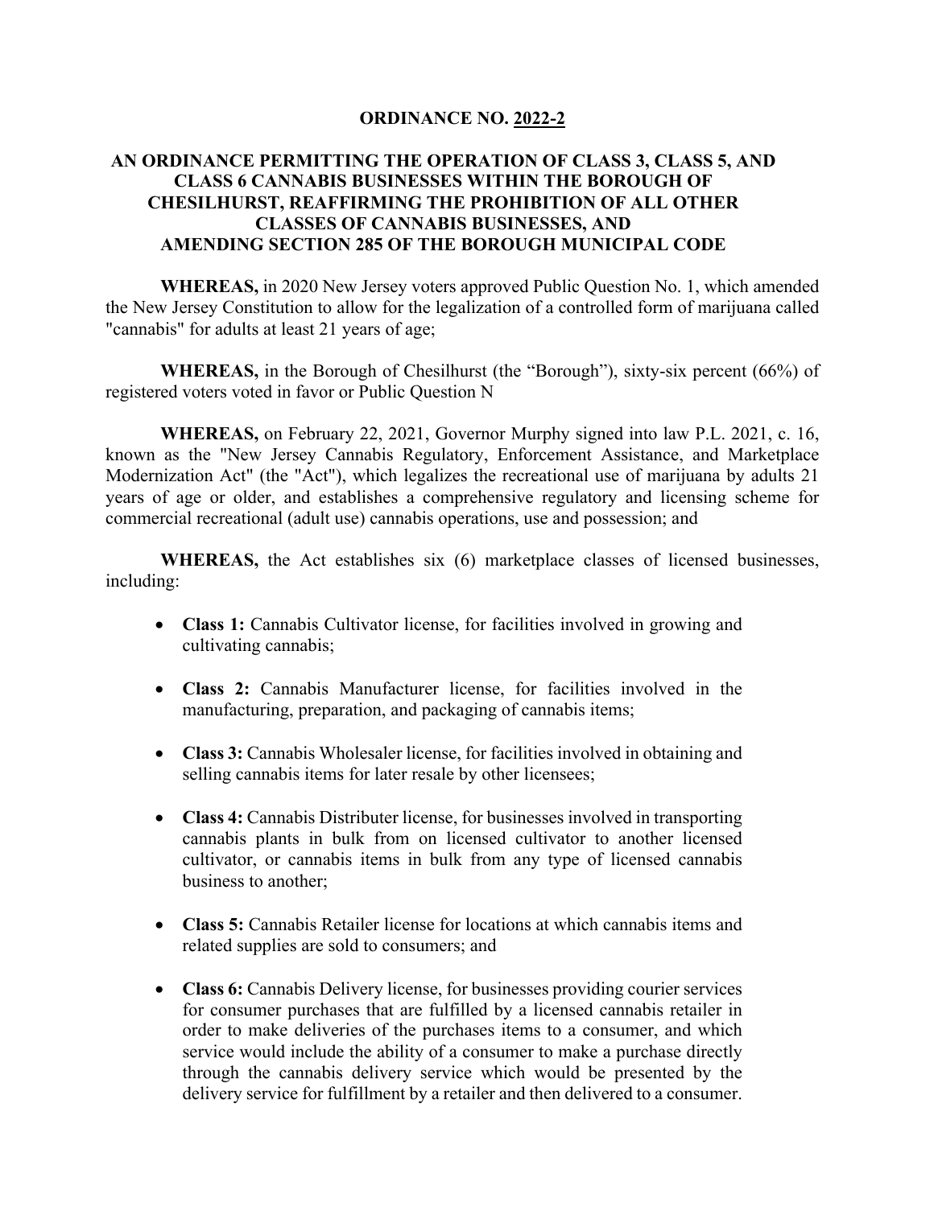**ORDINANCE NO. 2022-2**

**AN ORDINANCE PERMITTING THE OPERATION OF CLASS 3, CLASS 5, AND CLASS 6 CANNABIS BUSINESSES WITHIN THE BOROUGH OF CHESILHURST, REAFFIRMING THE PROHIBITION OF ALL OTHER CLASSES OF CANNABIS BUSINESSES, AND AMENDING SECTION 285 OF THE BOROUGH MUNICIPAL CODE**

**WHEREAS,** in 2020 New Jersey voters approved Public Question No. 1, which amended the New Jersey Constitution to allow for the legalization of a controlled form of marijuana called "cannabis" for adults at least 21 years of age;

**WHEREAS,** in the Borough of Chesilhurst (the "Borough"), sixty-six percent (66%) of registered voters voted in favor or Public Question N

**WHEREAS,** on February 22, 2021, Governor Murphy signed into law P.L. 2021, c. 16, known as the "New Jersey Cannabis Regulatory, Enforcement Assistance, and Marketplace Modernization Act" (the "Act"), which legalizes the recreational use of marijuana by adults 21 years of age or older, and establishes a comprehensive regulatory and licensing scheme for commercial recreational (adult use) cannabis operations, use and possession; and

**WHEREAS,** the Act establishes six (6) marketplace classes of licensed businesses, including:

- **Class 1:** Cannabis Cultivator license, for facilities involved in growing and cultivating cannabis;
- **Class 2:** Cannabis Manufacturer license, for facilities involved in the manufacturing, preparation, and packaging of cannabis items;
- **Class 3:** Cannabis Wholesaler license, for facilities involved in obtaining and selling cannabis items for later resale by other licensees;
- **Class 4:** Cannabis Distributer license, for businesses involved in transporting cannabis plants in bulk from on licensed cultivator to another licensed cultivator, or cannabis items in bulk from any type of licensed cannabis business to another;
- **Class 5:** Cannabis Retailer license for locations at which cannabis items and related supplies are sold to consumers; and
- **Class 6:** Cannabis Delivery license, for businesses providing courier services for consumer purchases that are fulfilled by a licensed cannabis retailer in order to make deliveries of the purchases items to a consumer, and which service would include the ability of a consumer to make a purchase directly through the cannabis delivery service which would be presented by the delivery service for fulfillment by a retailer and then delivered to a consumer.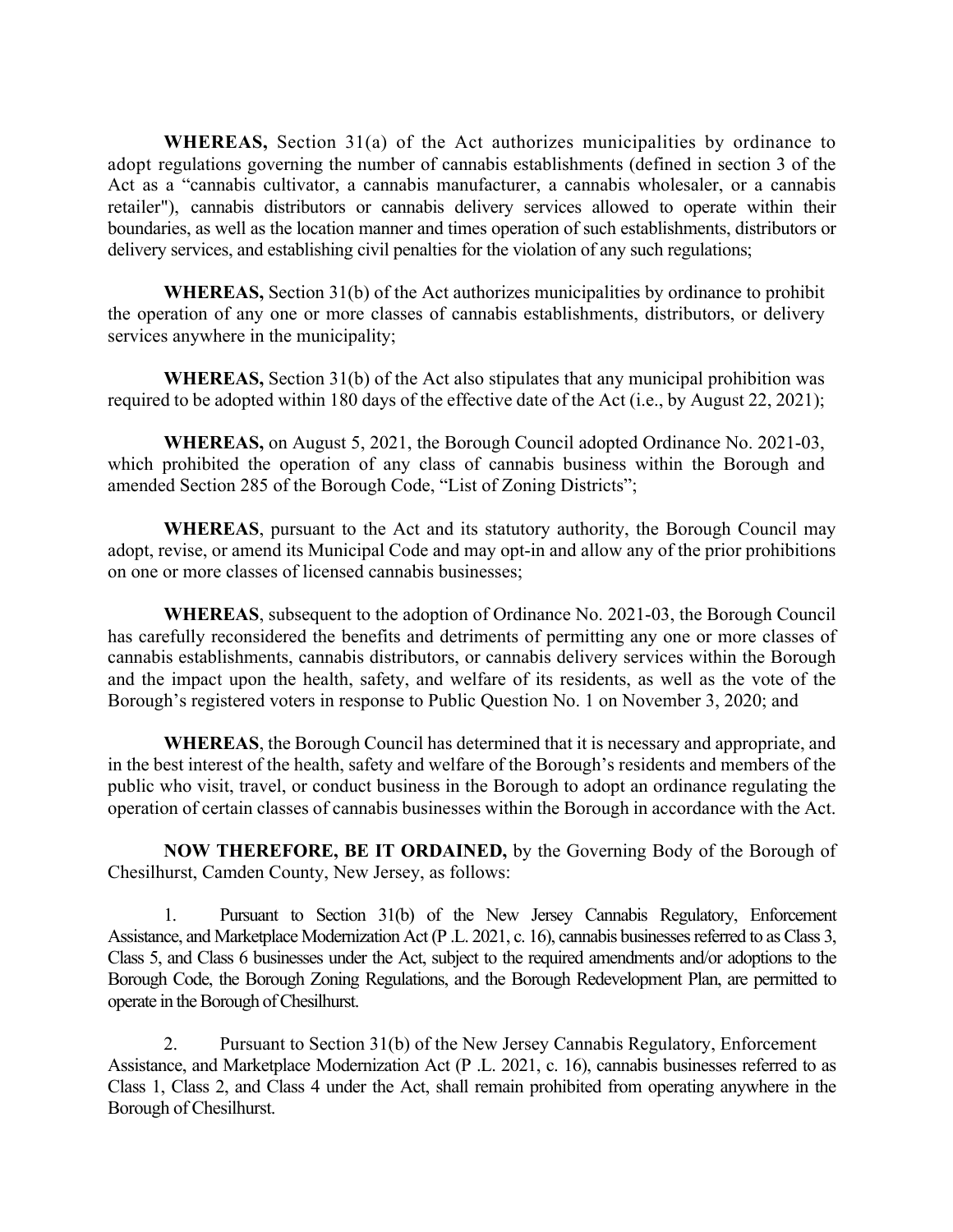**WHEREAS,** Section 31(a) of the Act authorizes municipalities by ordinance to adopt regulations governing the number of cannabis establishments (defined in section 3 of the Act as a "cannabis cultivator, a cannabis manufacturer, a cannabis wholesaler, or a cannabis retailer"), cannabis distributors or cannabis delivery services allowed to operate within their boundaries, as well as the location manner and times operation of such establishments, distributors or delivery services, and establishing civil penalties for the violation of any such regulations;

**WHEREAS,** Section 31(b) of the Act authorizes municipalities by ordinance to prohibit the operation of any one or more classes of cannabis establishments, distributors, or delivery services anywhere in the municipality;

**WHEREAS,** Section 31(b) of the Act also stipulates that any municipal prohibition was required to be adopted within 180 days of the effective date of the Act (i.e., by August 22, 2021);

**WHEREAS,** on August 5, 2021, the Borough Council adopted Ordinance No. 2021-03, which prohibited the operation of any class of cannabis business within the Borough and amended Section 285 of the Borough Code, "List of Zoning Districts";

**WHEREAS**, pursuant to the Act and its statutory authority, the Borough Council may adopt, revise, or amend its Municipal Code and may opt-in and allow any of the prior prohibitions on one or more classes of licensed cannabis businesses;

**WHEREAS**, subsequent to the adoption of Ordinance No. 2021-03, the Borough Council has carefully reconsidered the benefits and detriments of permitting any one or more classes of cannabis establishments, cannabis distributors, or cannabis delivery services within the Borough and the impact upon the health, safety, and welfare of its residents, as well as the vote of the Borough's registered voters in response to Public Question No. 1 on November 3, 2020; and

**WHEREAS**, the Borough Council has determined that it is necessary and appropriate, and in the best interest of the health, safety and welfare of the Borough's residents and members of the public who visit, travel, or conduct business in the Borough to adopt an ordinance regulating the operation of certain classes of cannabis businesses within the Borough in accordance with the Act.

**NOW THEREFORE, BE IT ORDAINED,** by the Governing Body of the Borough of Chesilhurst, Camden County, New Jersey, as follows:

1. Pursuant to Section 31(b) of the New Jersey Cannabis Regulatory, Enforcement Assistance, and Marketplace Modernization Act (P .L. 2021, c. 16), cannabis businesses referred to as Class 3, Class 5, and Class 6 businesses under the Act, subject to the required amendments and/or adoptions to the Borough Code, the Borough Zoning Regulations, and the Borough Redevelopment Plan, are permitted to operate in the Borough of Chesilhurst.

2. Pursuant to Section 31(b) of the New Jersey Cannabis Regulatory, Enforcement Assistance, and Marketplace Modernization Act (P .L. 2021, c. 16), cannabis businesses referred to as Class 1, Class 2, and Class 4 under the Act, shall remain prohibited from operating anywhere in the Borough of Chesilhurst.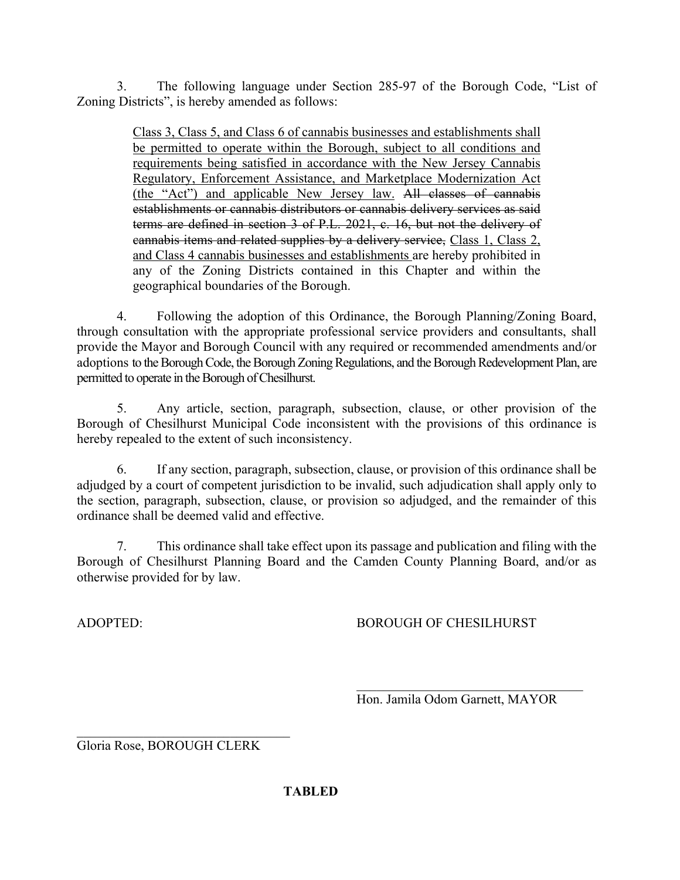3. The following language under Section 285-97 of the Borough Code, "List of Zoning Districts", is hereby amended as follows:

> <u>Class 3, Class 5, and Class 6 of cannabis businesses and establishments shall be permitted to operate within the Borough, subject to all conditions and requirements being satisfied in accordance with the New Jersey Cannabis Regulatory, Enforcement Assistance, and Marketplace Modernization Act (the "Act") and applicable New Jersey law.</u> ~~All classes of cannabis establishments or cannabis distributors or cannabis delivery services as said terms are defined in section 3 of P.L. 2021, c. 16, but not the delivery of cannabis items and related supplies by a delivery service,~~ <u>Class 1, Class 2, and Class 4 cannabis businesses and establishments</u> are hereby prohibited in any of the Zoning Districts contained in this Chapter and within the geographical boundaries of the Borough.

4. Following the adoption of this Ordinance, the Borough Planning/Zoning Board, through consultation with the appropriate professional service providers and consultants, shall provide the Mayor and Borough Council with any required or recommended amendments and/or adoptions to the Borough Code, the Borough Zoning Regulations, and the Borough Redevelopment Plan, are permitted to operate in the Borough of Chesilhurst.

5. Any article, section, paragraph, subsection, clause, or other provision of the Borough of Chesilhurst Municipal Code inconsistent with the provisions of this ordinance is hereby repealed to the extent of such inconsistency.

6. If any section, paragraph, subsection, clause, or provision of this ordinance shall be adjudged by a court of competent jurisdiction to be invalid, such adjudication shall apply only to the section, paragraph, subsection, clause, or provision so adjudged, and the remainder of this ordinance shall be deemed valid and effective.

7. This ordinance shall take effect upon its passage and publication and filing with the Borough of Chesilhurst Planning Board and the Camden County Planning Board, and/or as otherwise provided for by law.

ADOPTED: BOROUGH OF CHESILHURST

\_\_\_\_\_\_\_\_\_\_\_\_\_\_\_\_\_\_\_\_\_\_\_\_\_\_\_\_\_\_\_\_\_\_

Hon. Jamila Odom Garnett, MAYOR

\_\_\_\_\_\_\_\_\_\_\_\_\_\_\_\_\_\_\_\_\_\_\_\_\_\_\_\_\_\_\_\_\_\_

Gloria Rose, BOROUGH CLERK

**TABLED**